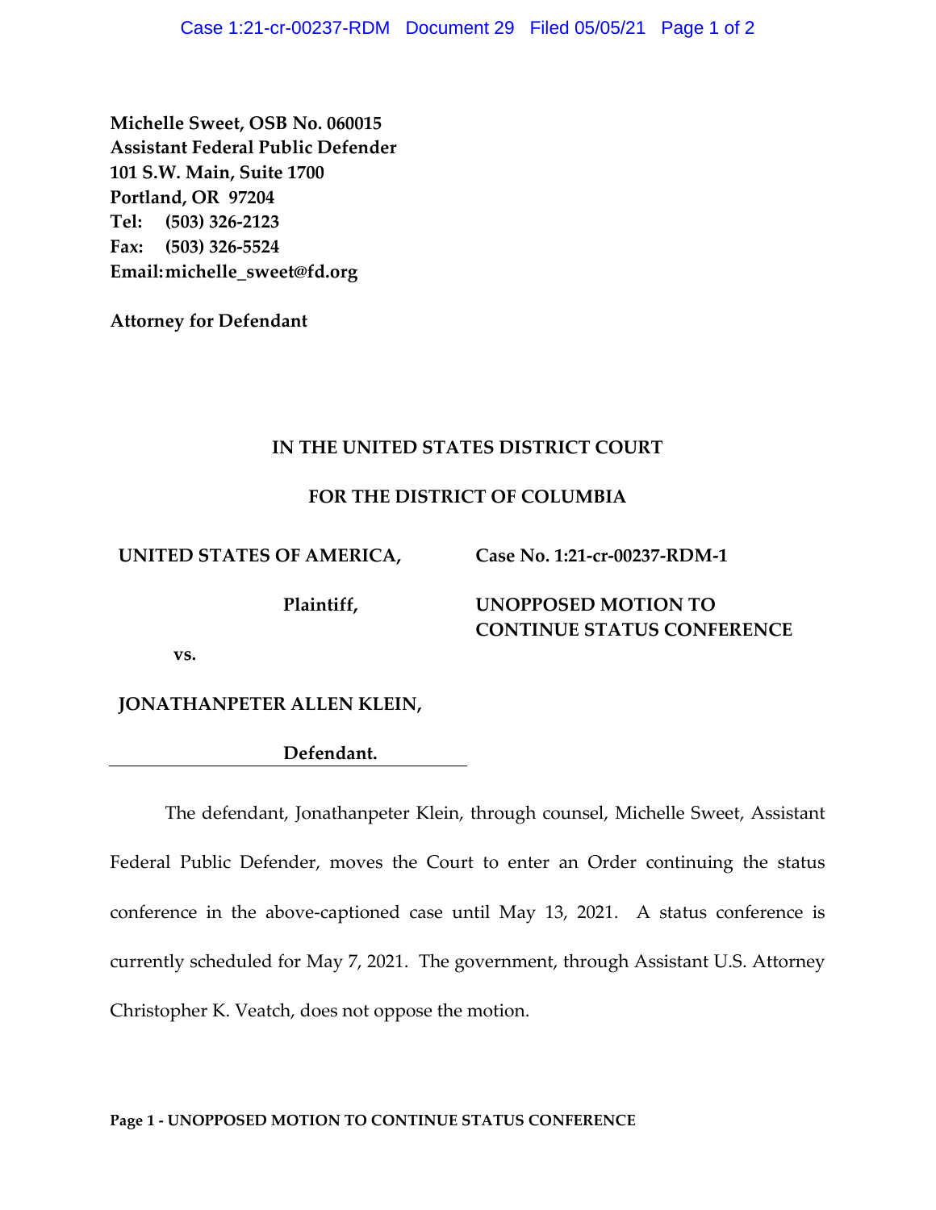**Michelle Sweet, OSB No. 060015**
**Assistant Federal Public Defender**
**101 S.W. Main, Suite 1700**
**Portland, OR 97204**
**Tel: (503) 326-2123**
**Fax: (503) 326-5524**
**Email: michelle_sweet@fd.org**

**Attorney for Defendant**

**IN THE UNITED STATES DISTRICT COURT**

**FOR THE DISTRICT OF COLUMBIA**

| | |
|---|---|
| **UNITED STATES OF AMERICA,** | **Case No. 1:21-cr-00237-RDM-1** |
| **Plaintiff,** | **UNOPPOSED MOTION TO CONTINUE STATUS CONFERENCE** |
| **vs.** | |
| **JONATHANPETER ALLEN KLEIN,** | |
| **Defendant.** | |

The defendant, Jonathanpeter Klein, through counsel, Michelle Sweet, Assistant Federal Public Defender, moves the Court to enter an Order continuing the status conference in the above-captioned case until May 13, 2021. A status conference is currently scheduled for May 7, 2021. The government, through Assistant U.S. Attorney Christopher K. Veatch, does not oppose the motion.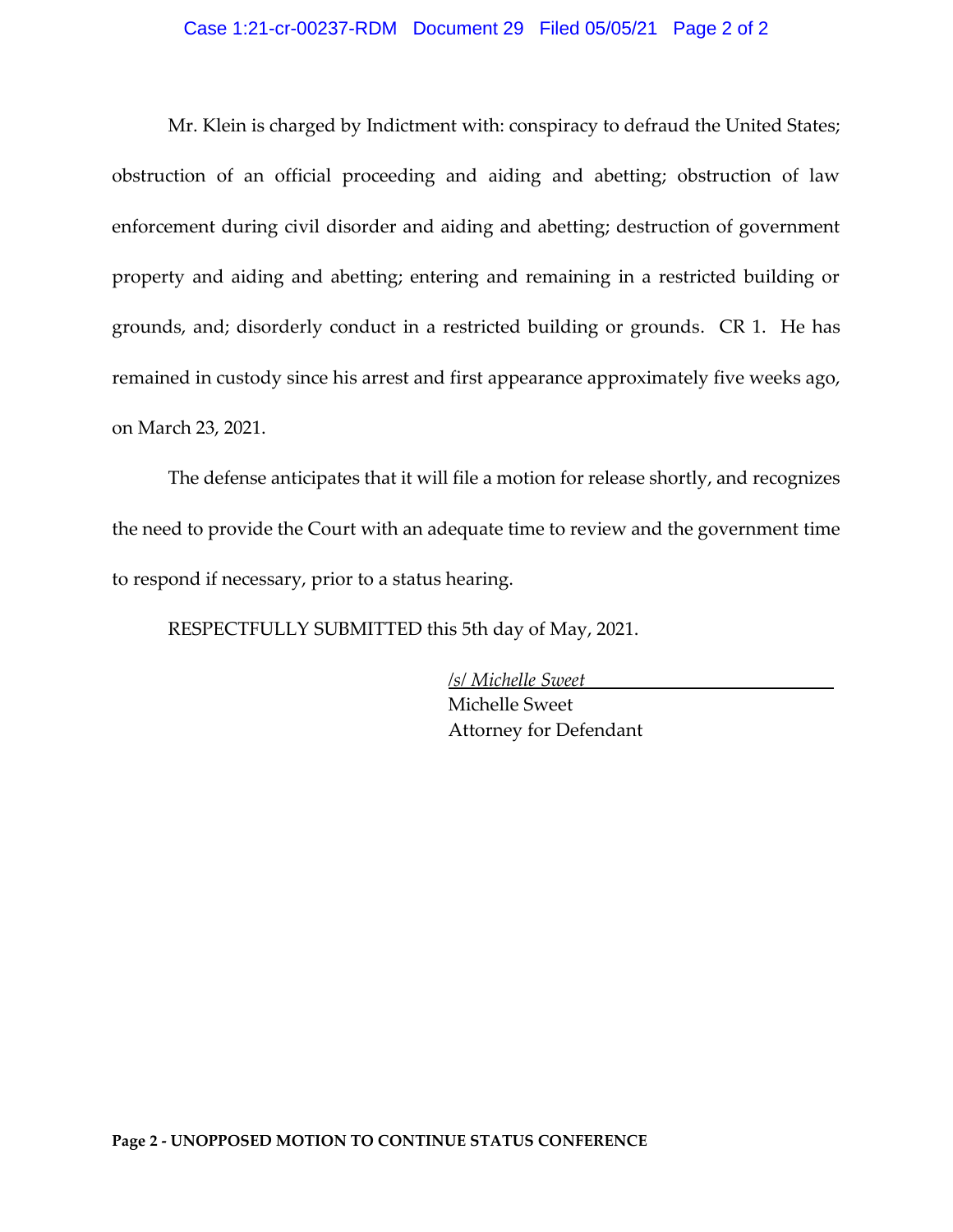Mr. Klein is charged by Indictment with: conspiracy to defraud the United States; obstruction of an official proceeding and aiding and abetting; obstruction of law enforcement during civil disorder and aiding and abetting; destruction of government property and aiding and abetting; entering and remaining in a restricted building or grounds, and; disorderly conduct in a restricted building or grounds. CR 1. He has remained in custody since his arrest and first appearance approximately five weeks ago, on March 23, 2021.

The defense anticipates that it will file a motion for release shortly, and recognizes the need to provide the Court with an adequate time to review and the government time to respond if necessary, prior to a status hearing.

RESPECTFULLY SUBMITTED this 5th day of May, 2021.

*/s/ Michelle Sweet*
Michelle Sweet
Attorney for Defendant